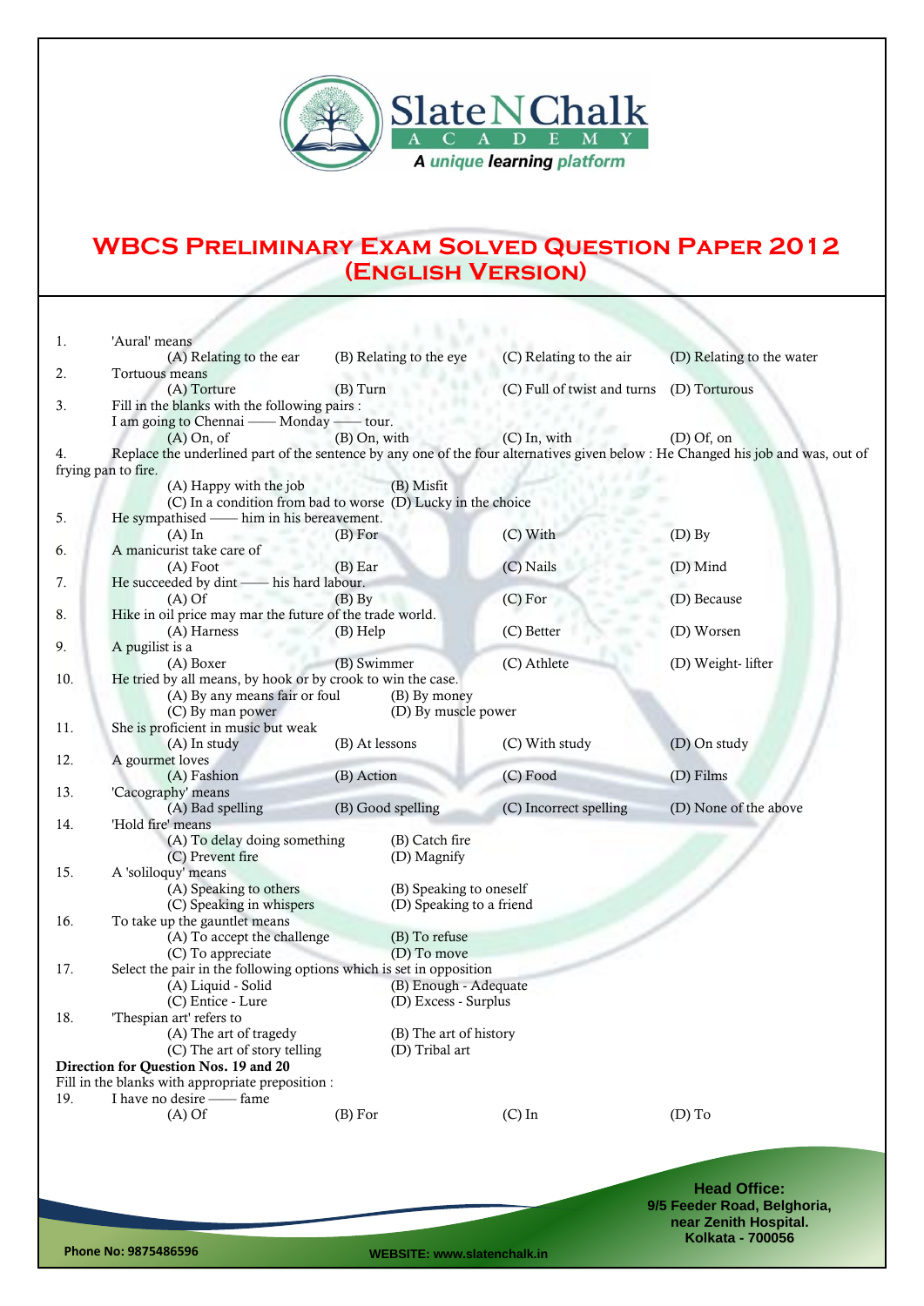# WBCS Preliminary Exam Solved Question Paper 2012 (English Version)

1. 'Aural' means
   (A) Relating to the ear (B) Relating to the eye (C) Relating to the air (D) Relating to the water
2. Tortuous means
   (A) Torture (B) Turn (C) Full of twist and turns (D) Torturous
3. Fill in the blanks with the following pairs :
   I am going to Chennai —— Monday —— tour.
   (A) On, of (B) On, with (C) In, with (D) Of, on
4. Replace the underlined part of the sentence by any one of the four alternatives given below : He Changed his job and was, out of frying pan to fire.
   (A) Happy with the job (B) Misfit
   (C) In a condition from bad to worse (D) Lucky in the choice
5. He sympathised —— him in his bereavement.
   (A) In (B) For (C) With (D) By
6. A manicurist take care of
   (A) Foot (B) Ear (C) Nails (D) Mind
7. He succeeded by dint —— his hard labour.
   (A) Of (B) By (C) For (D) Because
8. Hike in oil price may mar the future of the trade world.
   (A) Harness (B) Help (C) Better (D) Worsen
9. A pugilist is a
   (A) Boxer (B) Swimmer (C) Athlete (D) Weight- lifter
10. He tried by all means, by hook or by crook to win the case.
    (A) By any means fair or foul (B) By money
    (C) By man power (D) By muscle power
11. She is proficient in music but weak
    (A) In study (B) At lessons (C) With study (D) On study
12. A gourmet loves
    (A) Fashion (B) Action (C) Food (D) Films
13. 'Cacography' means
    (A) Bad spelling (B) Good spelling (C) Incorrect spelling (D) None of the above
14. 'Hold fire' means
    (A) To delay doing something (B) Catch fire
    (C) Prevent fire (D) Magnify
15. A 'soliloquy' means
    (A) Speaking to others (B) Speaking to oneself
    (C) Speaking in whispers (D) Speaking to a friend
16. To take up the gauntlet means
    (A) To accept the challenge (B) To refuse
    (C) To appreciate (D) To move
17. Select the pair in the following options which is set in opposition
    (A) Liquid - Solid (B) Enough - Adequate
    (C) Entice - Lure (D) Excess - Surplus
18. 'Thespian art' refers to
    (A) The art of tragedy (B) The art of history
    (C) The art of story telling (D) Tribal art

**Direction for Question Nos. 19 and 20**

Fill in the blanks with appropriate preposition :

19. I have no desire —— fame
    (A) Of (B) For (C) In (D) To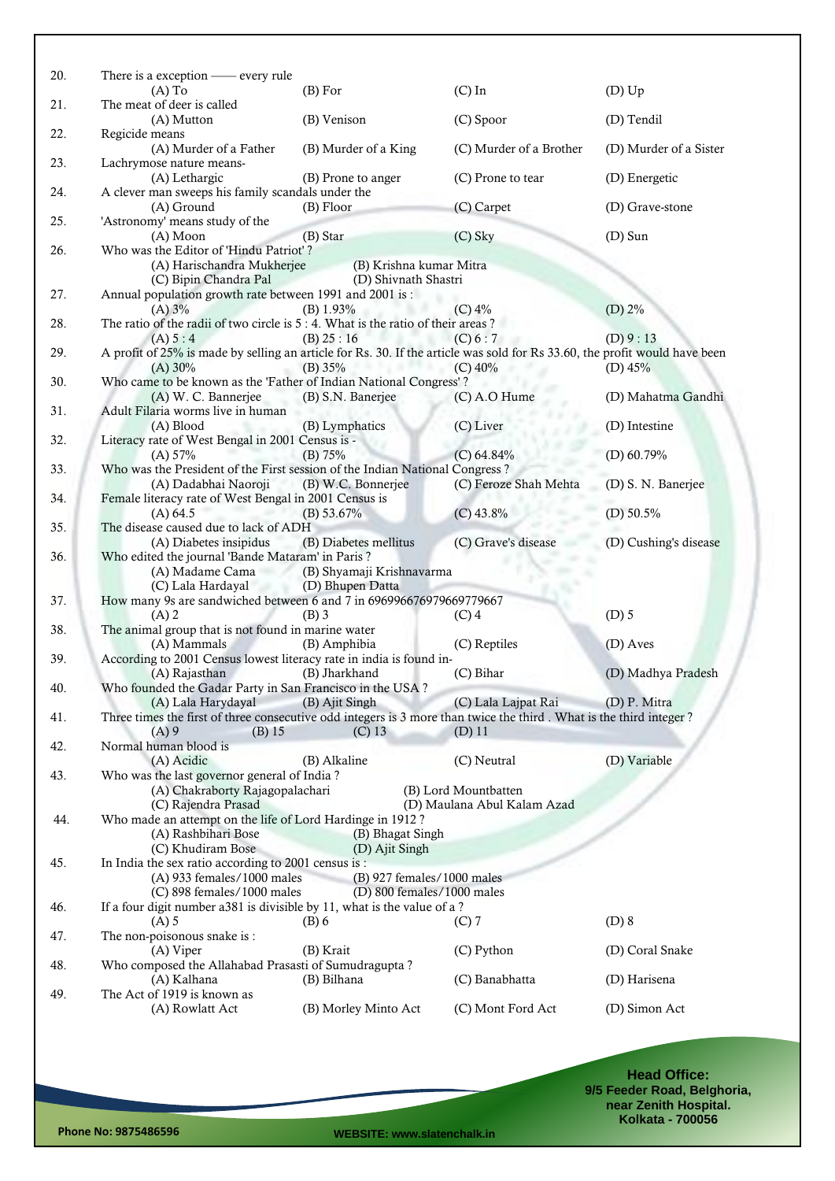20. There is a exception —— every rule
    (A) To (B) For (C) In (D) Up

21. The meat of deer is called
    (A) Mutton (B) Venison (C) Spoor (D) Tendil

22. Regicide means
    (A) Murder of a Father (B) Murder of a King (C) Murder of a Brother (D) Murder of a Sister

23. Lachrymose nature means-
    (A) Lethargic (B) Prone to anger (C) Prone to tear (D) Energetic

24. A clever man sweeps his family scandals under the
    (A) Ground (B) Floor (C) Carpet (D) Grave-stone

25. 'Astronomy' means study of the
    (A) Moon (B) Star (C) Sky (D) Sun

26. Who was the Editor of 'Hindu Patriot' ?
    (A) Harischandra Mukherjee (B) Krishna kumar Mitra
    (C) Bipin Chandra Pal (D) Shivnath Shastri

27. Annual population growth rate between 1991 and 2001 is :
    (A) 3% (B) 1.93% (C) 4% (D) 2%

28. The ratio of the radii of two circle is 5 : 4. What is the ratio of their areas ?
    (A) 5 : 4 (B) 25 : 16 (C) 6 : 7 (D) 9 : 13

29. A profit of 25% is made by selling an article for Rs. 30. If the article was sold for Rs 33.60, the profit would have been
    (A) 30% (B) 35% (C) 40% (D) 45%

30. Who came to be known as the 'Father of Indian National Congress' ?
    (A) W. C. Bannerjee (B) S.N. Banerjee (C) A.O Hume (D) Mahatma Gandhi

31. Adult Filaria worms live in human
    (A) Blood (B) Lymphatics (C) Liver (D) Intestine

32. Literacy rate of West Bengal in 2001 Census is -
    (A) 57% (B) 75% (C) 64.84% (D) 60.79%

33. Who was the President of the First session of the Indian National Congress ?
    (A) Dadabhai Naoroji (B) W.C. Bonnerjee (C) Feroze Shah Mehta (D) S. N. Banerjee

34. Female literacy rate of West Bengal in 2001 Census is
    (A) 64.5 (B) 53.67% (C) 43.8% (D) 50.5%

35. The disease caused due to lack of ADH
    (A) Diabetes insipidus (B) Diabetes mellitus (C) Grave's disease (D) Cushing's disease

36. Who edited the journal 'Bande Mataram' in Paris ?
    (A) Madame Cama (B) Shyamaji Krishnavarma
    (C) Lala Hardayal (D) Bhupen Datta

37. How many 9s are sandwiched between 6 and 7 in 696996676979669779667
    (A) 2 (B) 3 (C) 4 (D) 5

38. The animal group that is not found in marine water
    (A) Mammals (B) Amphibia (C) Reptiles (D) Aves

39. According to 2001 Census lowest literacy rate in india is found in-
    (A) Rajasthan (B) Jharkhand (C) Bihar (D) Madhya Pradesh

40. Who founded the Gadar Party in San Francisco in the USA ?
    (A) Lala Harydayal (B) Ajit Singh (C) Lala Lajpat Rai (D) P. Mitra

41. Three times the first of three consecutive odd integers is 3 more than twice the third . What is the third integer ?
    (A) 9 (B) 15 (C) 13 (D) 11

42. Normal human blood is
    (A) Acidic (B) Alkaline (C) Neutral (D) Variable

43. Who was the last governor general of India ?
    (A) Chakraborty Rajagopalachari (B) Lord Mountbatten
    (C) Rajendra Prasad (D) Maulana Abul Kalam Azad

44. Who made an attempt on the life of Lord Hardinge in 1912 ?
    (A) Rashbihari Bose (B) Bhagat Singh
    (C) Khudiram Bose (D) Ajit Singh

45. In India the sex ratio according to 2001 census is :
    (A) 933 females/1000 males (B) 927 females/1000 males
    (C) 898 females/1000 males (D) 800 females/1000 males

46. If a four digit number a381 is divisible by 11, what is the value of a ?
    (A) 5 (B) 6 (C) 7 (D) 8

47. The non-poisonous snake is :
    (A) Viper (B) Krait (C) Python (D) Coral Snake

48. Who composed the Allahabad Prasasti of Sumudragupta ?
    (A) Kalhana (B) Bilhana (C) Banabhatta (D) Harisena

49. The Act of 1919 is known as
    (A) Rowlatt Act (B) Morley Minto Act (C) Mont Ford Act (D) Simon Act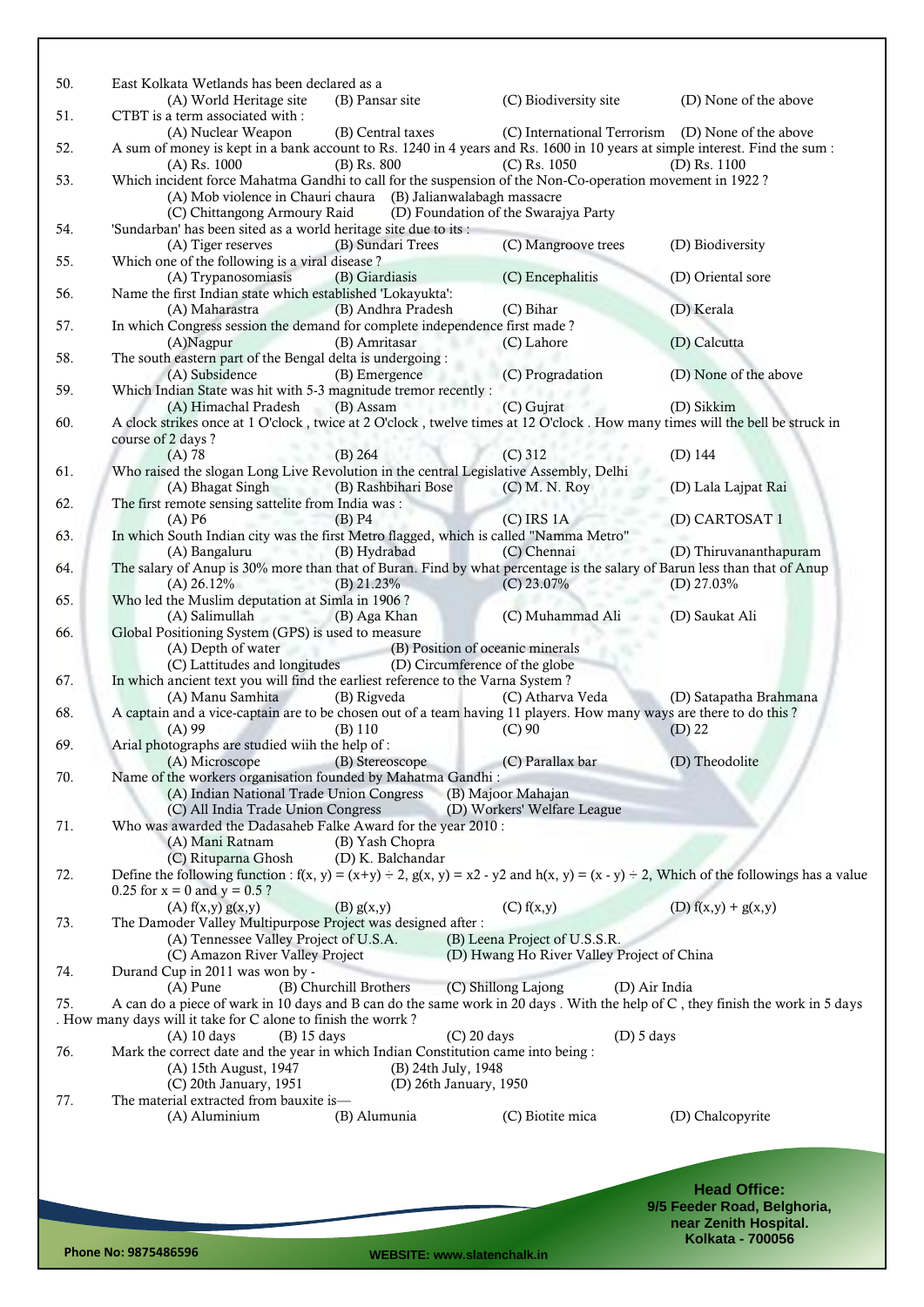50. East Kolkata Wetlands has been declared as a
(A) World Heritage site (B) Pansar site (C) Biodiversity site (D) None of the above

51. CTBT is a term associated with :
(A) Nuclear Weapon (B) Central taxes (C) International Terrorism (D) None of the above

52. A sum of money is kept in a bank account to Rs. 1240 in 4 years and Rs. 1600 in 10 years at simple interest. Find the sum :
(A) Rs. 1000 (B) Rs. 800 (C) Rs. 1050 (D) Rs. 1100

53. Which incident force Mahatma Gandhi to call for the suspension of the Non-Co-operation movement in 1922 ?
(A) Mob violence in Chauri chaura (B) Jalianwalabagh massacre
(C) Chittangong Armoury Raid (D) Foundation of the Swarajya Party

54. 'Sundarban' has been sited as a world heritage site due to its :
(A) Tiger reserves (B) Sundari Trees (C) Mangroove trees (D) Biodiversity

55. Which one of the following is a viral disease ?
(A) Trypanosomiasis (B) Giardiasis (C) Encephalitis (D) Oriental sore

56. Name the first Indian state which established 'Lokayukta':
(A) Maharastra (B) Andhra Pradesh (C) Bihar (D) Kerala

57. In which Congress session the demand for complete independence first made ?
(A)Nagpur (B) Amritasar (C) Lahore (D) Calcutta

58. The south eastern part of the Bengal delta is undergoing :
(A) Subsidence (B) Emergence (C) Progradation (D) None of the above

59. Which Indian State was hit with 5-3 magnitude tremor recently :
(A) Himachal Pradesh (B) Assam (C) Gujrat (D) Sikkim

60. A clock strikes once at 1 O'clock , twice at 2 O'clock , twelve times at 12 O'clock . How many times will the bell be struck in course of 2 days ?
(A) 78 (B) 264 (C) 312 (D) 144

61. Who raised the slogan Long Live Revolution in the central Legislative Assembly, Delhi
(A) Bhagat Singh (B) Rashbihari Bose (C) M. N. Roy (D) Lala Lajpat Rai

62. The first remote sensing sattelite from India was :
(A) P6 (B) P4 (C) IRS 1A (D) CARTOSAT 1

63. In which South Indian city was the first Metro flagged, which is called "Namma Metro"
(A) Bangaluru (B) Hydrabad (C) Chennai (D) Thiruvananthapuram

64. The salary of Anup is 30% more than that of Buran. Find by what percentage is the salary of Barun less than that of Anup
(A) 26.12% (B) 21.23% (C) 23.07% (D) 27.03%

65. Who led the Muslim deputation at Simla in 1906 ?
(A) Salimullah (B) Aga Khan (C) Muhammad Ali (D) Saukat Ali

66. Global Positioning System (GPS) is used to measure
(A) Depth of water (B) Position of oceanic minerals
(C) Lattitudes and longitudes (D) Circumference of the globe

67. In which ancient text you will find the earliest reference to the Varna System ?
(A) Manu Samhita (B) Rigveda (C) Atharva Veda (D) Satapatha Brahmana

68. A captain and a vice-captain are to be chosen out of a team having 11 players. How many ways are there to do this ?
(A) 99 (B) 110 (C) 90 (D) 22

69. Arial photographs are studied wiih the help of :
(A) Microscope (B) Stereoscope (C) Parallax bar (D) Theodolite

70. Name of the workers organisation founded by Mahatma Gandhi :
(A) Indian National Trade Union Congress (B) Majoor Mahajan
(C) All India Trade Union Congress (D) Workers' Welfare League

71. Who was awarded the Dadasaheb Falke Award for the year 2010 :
(A) Mani Ratnam (B) Yash Chopra
(C) Rituparna Ghosh (D) K. Balchandar

72. Define the following function : f(x, y) = (x+y) ÷ 2, g(x, y) = x2 - y2 and h(x, y) = (x - y) ÷ 2, Which of the followings has a value 0.25 for x = 0 and y = 0.5 ?
(A) f(x,y) g(x,y) (B) g(x,y) (C) f(x,y) (D) f(x,y) + g(x,y)

73. The Damoder Valley Multipurpose Project was designed after :
(A) Tennessee Valley Project of U.S.A. (B) Leena Project of U.S.S.R.
(C) Amazon River Valley Project (D) Hwang Ho River Valley Project of China

74. Durand Cup in 2011 was won by -
(A) Pune (B) Churchill Brothers (C) Shillong Lajong (D) Air India

75. A can do a piece of wark in 10 days and B can do the same work in 20 days . With the help of C , they finish the work in 5 days . How many days will it take for C alone to finish the worrk ?
(A) 10 days (B) 15 days (C) 20 days (D) 5 days

76. Mark the correct date and the year in which Indian Constitution came into being :
(A) 15th August, 1947 (B) 24th July, 1948
(C) 20th January, 1951 (D) 26th January, 1950

77. The material extracted from bauxite is—
(A) Aluminium (B) Alumunia (C) Biotite mica (D) Chalcopyrite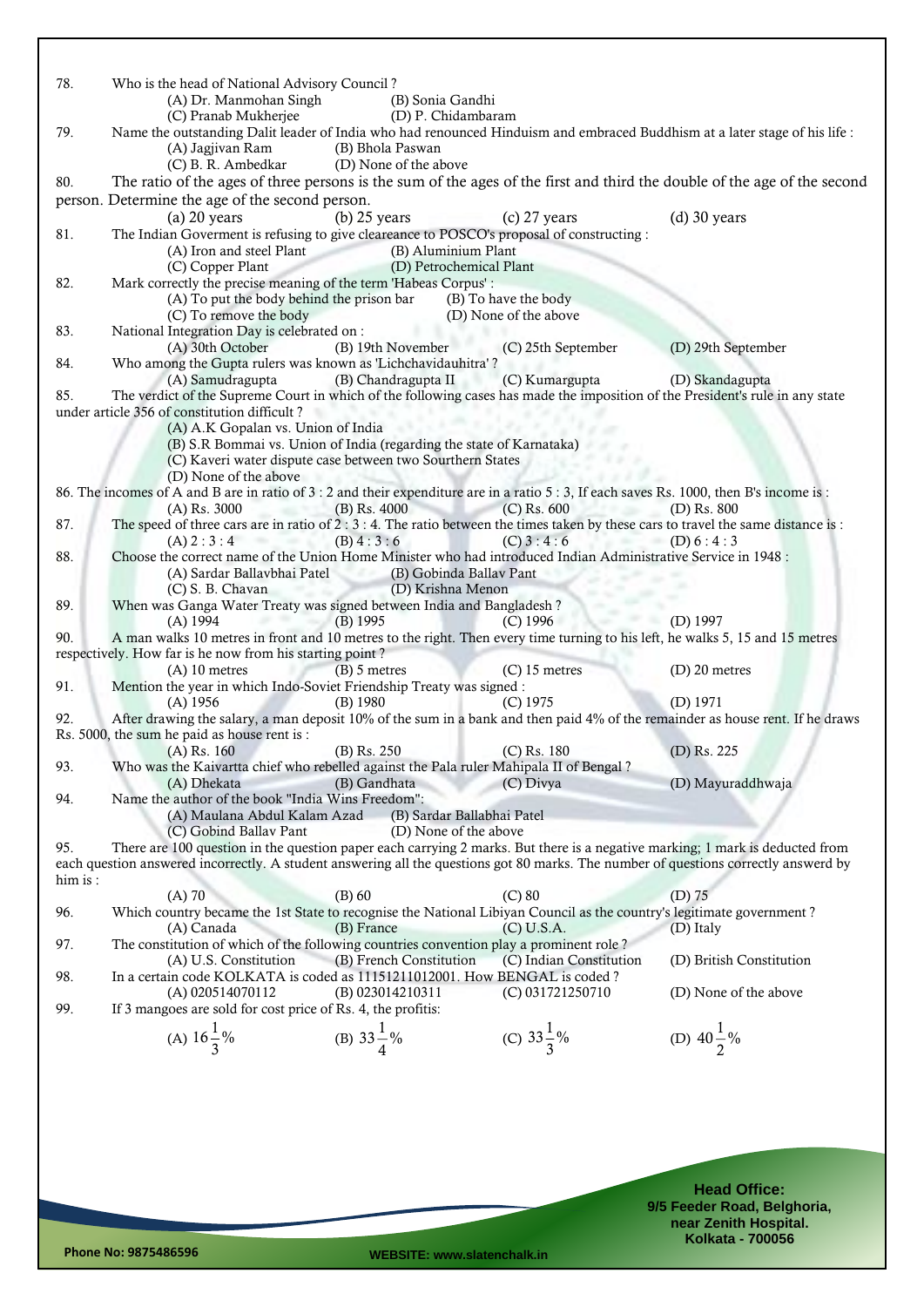78. Who is the head of National Advisory Council ?
   (A) Dr. Manmohan Singh (B) Sonia Gandhi
   (C) Pranab Mukherjee (D) P. Chidambaram

79. Name the outstanding Dalit leader of India who had renounced Hinduism and embraced Buddhism at a later stage of his life :
   (A) Jagjivan Ram (B) Bhola Paswan
   (C) B. R. Ambedkar (D) None of the above

80. The ratio of the ages of three persons is the sum of the ages of the first and third the double of the age of the second person. Determine the age of the second person.
   (a) 20 years (b) 25 years (c) 27 years (d) 30 years

81. The Indian Goverment is refusing to give cleareance to POSCO's proposal of constructing :
   (A) Iron and steel Plant (B) Aluminium Plant
   (C) Copper Plant (D) Petrochemical Plant

82. Mark correctly the precise meaning of the term 'Habeas Corpus' :
   (A) To put the body behind the prison bar (B) To have the body
   (C) To remove the body (D) None of the above

83. National Integration Day is celebrated on :
   (A) 30th October (B) 19th November (C) 25th September (D) 29th September

84. Who among the Gupta rulers was known as 'Lichchavidauhitra' ?
   (A) Samudragupta (B) Chandragupta II (C) Kumargupta (D) Skandagupta

85. The verdict of the Supreme Court in which of the following cases has made the imposition of the President's rule in any state under article 356 of constitution difficult ?
   (A) A.K Gopalan vs. Union of India
   (B) S.R Bommai vs. Union of India (regarding the state of Karnataka)
   (C) Kaveri water dispute case between two Sourthern States
   (D) None of the above

86. The incomes of A and B are in ratio of 3 : 2 and their expenditure are in a ratio 5 : 3, If each saves Rs. 1000, then B's income is :
   (A) Rs. 3000 (B) Rs. 4000 (C) Rs. 600 (D) Rs. 800

87. The speed of three cars are in ratio of 2 : 3 : 4. The ratio between the times taken by these cars to travel the same distance is :
   (A) 2 : 3 : 4 (B) 4 : 3 : 6 (C) 3 : 4 : 6 (D) 6 : 4 : 3

88. Choose the correct name of the Union Home Minister who had introduced Indian Administrative Service in 1948 :
   (A) Sardar Ballavbhai Patel (B) Gobinda Ballav Pant
   (C) S. B. Chavan (D) Krishna Menon

89. When was Ganga Water Treaty was signed between India and Bangladesh ?
   (A) 1994 (B) 1995 (C) 1996 (D) 1997

90. A man walks 10 metres in front and 10 metres to the right. Then every time turning to his left, he walks 5, 15 and 15 metres respectively. How far is he now from his starting point ?
   (A) 10 metres (B) 5 metres (C) 15 metres (D) 20 metres

91. Mention the year in which Indo-Soviet Friendship Treaty was signed :
   (A) 1956 (B) 1980 (C) 1975 (D) 1971

92. After drawing the salary, a man deposit 10% of the sum in a bank and then paid 4% of the remainder as house rent. If he draws Rs. 5000, the sum he paid as house rent is :
   (A) Rs. 160 (B) Rs. 250 (C) Rs. 180 (D) Rs. 225

93. Who was the Kaivartta chief who rebelled against the Pala ruler Mahipala II of Bengal ?
   (A) Dhekata (B) Gandhata (C) Divya (D) Mayuraddhwaja

94. Name the author of the book "India Wins Freedom":
   (A) Maulana Abdul Kalam Azad (B) Sardar Ballabhai Patel
   (C) Gobind Ballav Pant (D) None of the above

95. There are 100 question in the question paper each carrying 2 marks. But there is a negative marking; 1 mark is deducted from each question answered incorrectly. A student answering all the questions got 80 marks. The number of questions correctly answerd by him is :
   (A) 70 (B) 60 (C) 80 (D) 75

96. Which country became the 1st State to recognise the National Libiyan Council as the country's legitimate government ?
   (A) Canada (B) France (C) U.S.A. (D) Italy

97. The constitution of which of the following countries convention play a prominent role ?
   (A) U.S. Constitution (B) French Constitution (C) Indian Constitution (D) British Constitution

98. In a certain code KOLKATA is coded as 11151211012001. How BENGAL is coded ?
   (A) 020514070112 (B) 023014210311 (C) 031721250710 (D) None of the above

99. If 3 mangoes are sold for cost price of Rs. 4, the profitis:
   (A) $16\frac{1}{3}\%$ (B) $33\frac{1}{4}\%$ (C) $33\frac{1}{3}\%$ (D) $40\frac{1}{2}\%$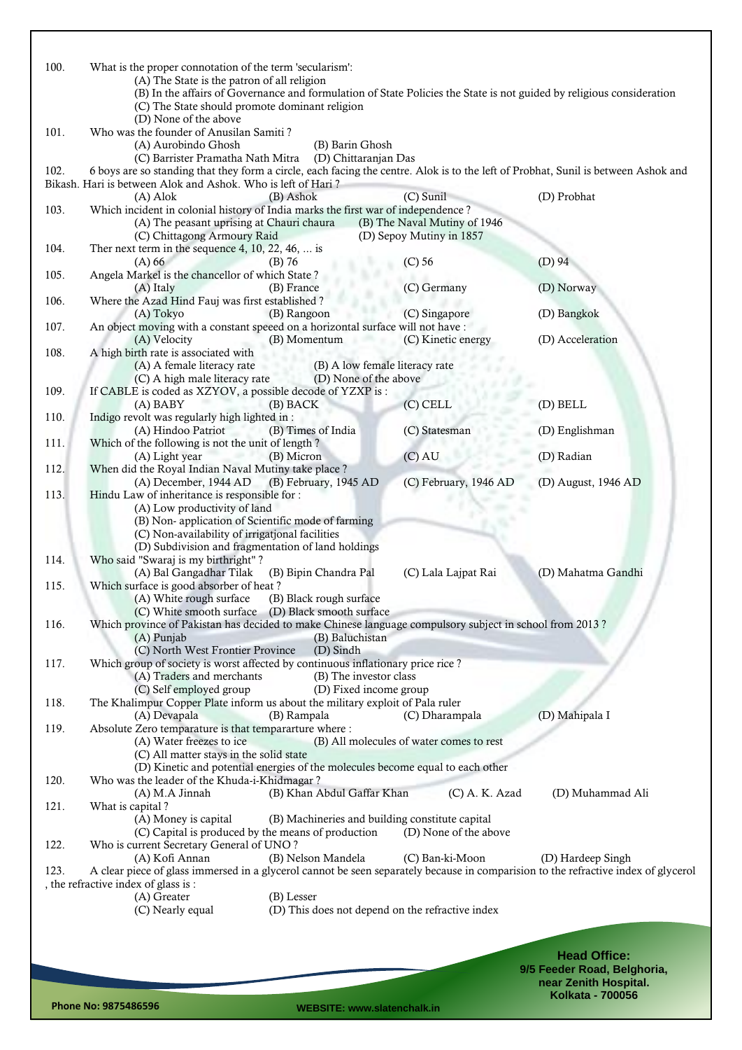100. What is the proper connotation of the term 'secularism':

(A) The State is the patron of all religion

(B) In the affairs of Governance and formulation of State Policies the State is not guided by religious consideration

(C) The State should promote dominant religion

(D) None of the above

101. Who was the founder of Anusilan Samiti ?

(A) Aurobindo Ghosh (B) Barin Ghosh

(C) Barrister Pramatha Nath Mitra (D) Chittaranjan Das

102. 6 boys are so standing that they form a circle, each facing the centre. Alok is to the left of Probhat, Sunil is between Ashok and Bikash. Hari is between Alok and Ashok. Who is left of Hari ?

(A) Alok (B) Ashok (C) Sunil (D) Probhat

103. Which incident in colonial history of India marks the first war of independence ?

(A) The peasant uprising at Chauri chaura (B) The Naval Mutiny of 1946

(C) Chittagong Armoury Raid (D) Sepoy Mutiny in 1857

104. Ther next term in the sequence 4, 10, 22, 46, ... is

(A) 66 (B) 76 (C) 56 (D) 94

105. Angela Markel is the chancellor of which State ?

(A) Italy (B) France (C) Germany (D) Norway

106. Where the Azad Hind Fauj was first established ?

(A) Tokyo (B) Rangoon (C) Singapore (D) Bangkok

107. An object moving with a constant speeed on a horizontal surface will not have :

(A) Velocity (B) Momentum (C) Kinetic energy (D) Acceleration

108. A high birth rate is associated with

(A) A female literacy rate (B) A low female literacy rate

(C) A high male literacy rate (D) None of the above

109. If CABLE is coded as XZYOV, a possible decode of YZXP is :

(A) BABY (B) BACK (C) CELL (D) BELL

110. Indigo revolt was regularly high lighted in :

(A) Hindoo Patriot (B) Times of India (C) Statesman (D) Englishman

111. Which of the following is not the unit of length ?

(A) Light year (B) Micron (C) AU (D) Radian

112. When did the Royal Indian Naval Mutiny take place ?

(A) December, 1944 AD (B) February, 1945 AD (C) February, 1946 AD (D) August, 1946 AD

113. Hindu Law of inheritance is responsible for :

(A) Low productivity of land

(B) Non- application of Scientific mode of farming

(C) Non-availability of irrigatjonal facilities

(D) Subdivision and fragmentation of land holdings

114. Who said "Swaraj is my birthright" ?

(A) Bal Gangadhar Tilak (B) Bipin Chandra Pal (C) Lala Lajpat Rai (D) Mahatma Gandhi

115. Which surface is good absorber of heat ?

(A) White rough surface (B) Black rough surface

(C) White smooth surface (D) Black smooth surface

116. Which province of Pakistan has decided to make Chinese language compulsory subject in school from 2013 ?

(A) Punjab (B) Baluchistan

(C) North West Frontier Province (D) Sindh

117. Which group of society is worst affected by continuous inflationary price rice ?

(A) Traders and merchants (B) The investor class

(C) Self employed group (D) Fixed income group

118. The Khalimpur Copper Plate inform us about the military exploit of Pala ruler

(A) Devapala (B) Rampala (C) Dharampala (D) Mahipala I

119. Absolute Zero temparature is that tempararture where :

(A) Water freezes to ice (B) All molecules of water comes to rest

(C) All matter stays in the solid state

(D) Kinetic and potential energies of the molecules become equal to each other

120. Who was the leader of the Khuda-i-Khidmagar ?

(A) M.A Jinnah (B) Khan Abdul Gaffar Khan (C) A. K. Azad (D) Muhammad Ali

121. What is capital ?

(A) Money is capital (B) Machineries and building constitute capital

(C) Capital is produced by the means of production (D) None of the above

122. Who is current Secretary General of UNO ?

(A) Kofi Annan (B) Nelson Mandela (C) Ban-ki-Moon (D) Hardeep Singh

123. A clear piece of glass immersed in a glycerol cannot be seen separately because in comparision to the refractive index of glycerol , the refractive index of glass is :

(A) Greater (B) Lesser

(C) Nearly equal (D) This does not depend on the refractive index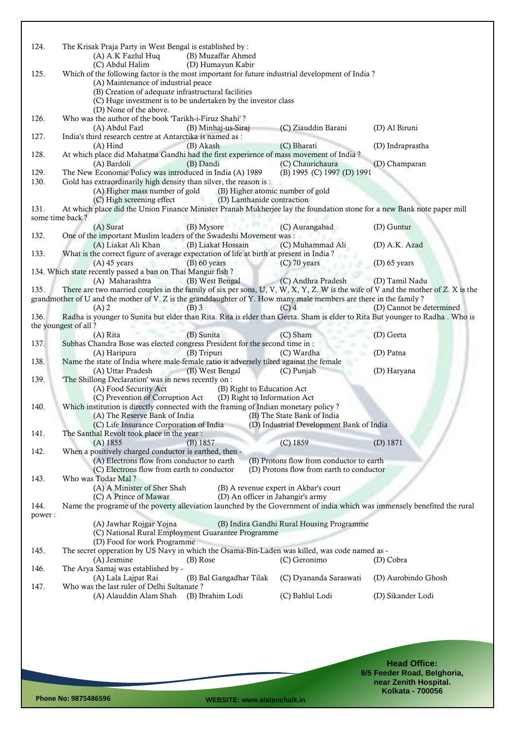124. The Krisak Praja Party in West Bengal is established by :
(A) A.K Fazlul Huq (B) Muzaffar Ahmed
(C) Abdul Halim (D) Humayun Kabir

125. Which of the following factor is the most important for future industrial development of India ?
(A) Maintenance of industrial peace
(B) Creation of adequate infrastructural facilities
(C) Huge investment is to be undertaken by the investor class
(D) None of the above.

126. Who was the author of the book 'Tarikh-i-Firuz Shahi' ?
(A) Abdul Fazl (B) Minhaj-us-Siraj (C) Ziauddin Barani (D) Al Biruni

127. India's third research centre at Antarctika is named as :
(A) Hind (B) Akash (C) Bharati (D) Indraprastha

128. At which place did Mahatma Gandhi had the first experience of mass movement of India ?
(A) Bardoli (B) Dandi (C) Chaurichaura (D) Champaran

129. The New Economic Policy was introduced in India (A) 1989 (B) 1995 (C) 1997 (D) 1991

130. Gold has extraordinarily high density than silver, the reason is :
(A) Higher mass number of gold (B) Higher atomic number of gold
(C) High screening effect (D) Lanthanide contraction

131. At which place did the Union Finance Minister Pranab Mukherjee lay the foundation stone for a new Bank note paper mill some time back ?
(A) Surat (B) Mysore (C) Aurangabad (D) Guntur

132. One of the important Muslim leaders of the Swadeshi Movement was :
(A) Liakat Ali Khan (B) Liakat Hossain (C) Muhammad Ali (D) A.K. Azad

133. What is the correct figure of average expectation of life at birth at present in India ?
(A) 45 years (B) 60 years (C) 70 years (D) 65 years

134. Which state recently passed a ban on Thai Mangur fish ?
(A) Maharashtra (B) West Bengal (C) Andhra Pradesh (D) Tamil Nadu

135. There are two married couples in the family of six per sons, U, V, W, X, Y, Z. W is the wife of V and the mother of Z. X is the grandmother of U and the mother of V. Z is the granddaughter of Y. How many male members are there in the family ?
(A) 2 (B) 3 (C) 4 (D) Cannot be determined

136. Radha is younger to Sunita but elder than Rita. Rita is elder than Geeta. Sham is elder to Rita But younger to Radha . Who is the youngest of all ?
(A) Rita (B) Sunita (C) Sham (D) Geeta

137. Subhas Chandra Bose was elected congress President for the second time in :
(A) Haripura (B) Tripuri (C) Wardha (D) Patna

138. Name the state of India where male-female ratio is adversely tilted against the female
(A) Uttar Pradesh (B) West Bengal (C) Punjab (D) Haryana

139. 'The Shillong Declaration' was in news recently on :
(A) Food Security Act (B) Right to Education Act
(C) Prevention of Corruption Act (D) Right to Information Act

140. Which institution is directly connected with the framing of Indian monetary policy ?
(A) The Reserve Bank of India (B) The State Bank of India
(C) Life Insurance Corporation of India (D) Industrial Development Bank of India

141. The Santhal Revolt took place in the year :
(A) 1855 (B) 1857 (C) 1859 (D) 1871

142. When a positively charged conductor is earthed, then -
(A) Electrons flow from conductor to earth (B) Protons flow from conductor to earth
(C) Electrons flow from earth to conductor (D) Protons flow from earth to conductor

143. Who was Todar Mal ?
(A) A Minister of Sher Shah (B) A revenue expert in Akbar's court
(C) A Prince of Mawar (D) An officer in Jahangir's army

144. Name the programe of the poverty alleviation launched by the Government of india which was immensely benefited the rural power :
(A) Jawhar Rojgar Yojna (B) Indira Gandhi Rural Housing Programme
(C) National Rural Employment Guarantee Programme
(D) Food for work Programme

145. The secret opperation by US Navy in which the Osama-Bin-Laden was killed, was code named as -
(A) Jesmine (B) Rose (C) Geronimo (D) Cobra

146. The Arya Samaj was established by -
(A) Lala Lajpat Rai (B) Bal Gangadhar Tilak (C) Dyananda Saraswati (D) Aurobindo Ghosh

147. Who was the last ruler of Delhi Sultanate ?
(A) Alauddin Alam Shah (B) Ibrahim Lodi (C) Bahlul Lodi (D) Sikander Lodi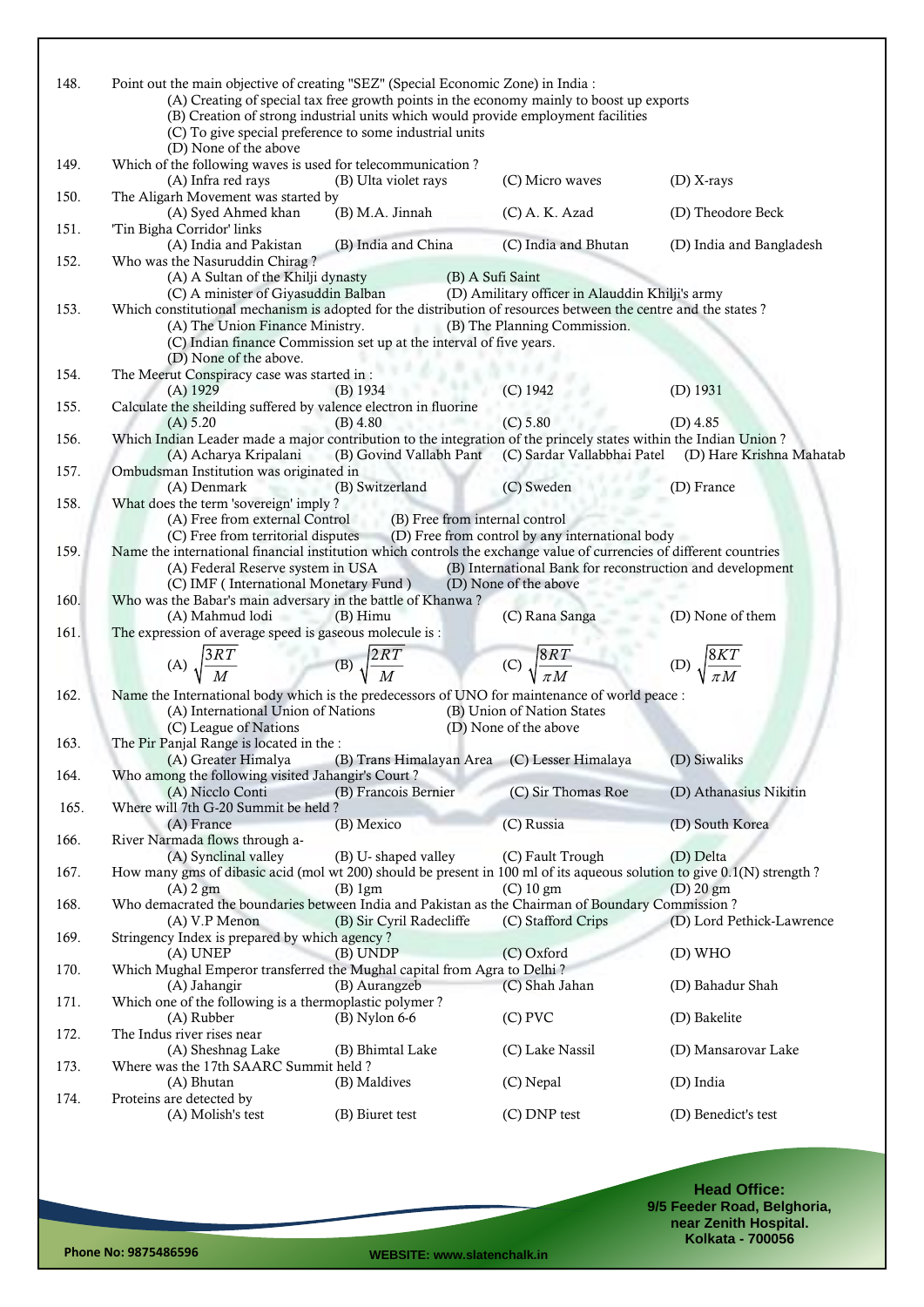148. Point out the main objective of creating "SEZ" (Special Economic Zone) in India :
   (A) Creating of special tax free growth points in the economy mainly to boost up exports
   (B) Creation of strong industrial units which would provide employment facilities
   (C) To give special preference to some industrial units
   (D) None of the above

149. Which of the following waves is used for telecommunication ?
   (A) Infra red rays (B) Ulta violet rays (C) Micro waves (D) X-rays

150. The Aligarh Movement was started by
   (A) Syed Ahmed khan (B) M.A. Jinnah (C) A. K. Azad (D) Theodore Beck

151. 'Tin Bigha Corridor' links
   (A) India and Pakistan (B) India and China (C) India and Bhutan (D) India and Bangladesh

152. Who was the Nasuruddin Chirag ?
   (A) A Sultan of the Khilji dynasty (B) A Sufi Saint
   (C) A minister of Giyasuddin Balban (D) A military officer in Alauddin Khilji's army

153. Which constitutional mechanism is adopted for the distribution of resources between the centre and the states ?
   (A) The Union Finance Ministry. (B) The Planning Commission.
   (C) Indian finance Commission set up at the interval of five years.
   (D) None of the above.

154. The Meerut Conspiracy case was started in :
   (A) 1929 (B) 1934 (C) 1942 (D) 1931

155. Calculate the sheilding suffered by valence electron in fluorine
   (A) 5.20 (B) 4.80 (C) 5.80 (D) 4.85

156. Which Indian Leader made a major contribution to the integration of the princely states within the Indian Union ?
   (A) Acharya Kripalani (B) Govind Vallabh Pant (C) Sardar Vallabbhai Patel (D) Hare Krishna Mahatab

157. Ombudsman Institution was originated in
   (A) Denmark (B) Switzerland (C) Sweden (D) France

158. What does the term 'sovereign' imply ?
   (A) Free from external Control (B) Free from internal control
   (C) Free from territorial disputes (D) Free from control by any international body

159. Name the international financial institution which controls the exchange value of currencies of different countries
   (A) Federal Reserve system in USA (B) International Bank for reconstruction and development
   (C) IMF ( International Monetary Fund ) (D) None of the above

160. Who was the Babar's main adversary in the battle of Khanwa ?
   (A) Mahmud lodi (B) Himu (C) Rana Sanga (D) None of them

161. The expression of average speed is gaseous molecule is :
   (A) $\sqrt{\dfrac{3RT}{M}}$ (B) $\sqrt{\dfrac{2RT}{M}}$ (C) $\sqrt{\dfrac{8RT}{\pi M}}$ (D) $\sqrt{\dfrac{8KT}{\pi M}}$

162. Name the International body which is the predecessors of UNO for maintenance of world peace :
   (A) International Union of Nations (B) Union of Nation States
   (C) League of Nations (D) None of the above

163. The Pir Panjal Range is located in the :
   (A) Greater Himalya (B) Trans Himalayan Area (C) Lesser Himalaya (D) Siwaliks

164. Who among the following visited Jahangir's Court ?
   (A) Nicclo Conti (B) Francois Bernier (C) Sir Thomas Roe (D) Athanasius Nikitin

165. Where will 7th G-20 Summit be held ?
   (A) France (B) Mexico (C) Russia (D) South Korea

166. River Narmada flows through a-
   (A) Synclinal valley (B) U- shaped valley (C) Fault Trough (D) Delta

167. How many gms of dibasic acid (mol wt 200) should be present in 100 ml of its aqueous solution to give 0.1(N) strength ?
   (A) 2 gm (B) 1gm (C) 10 gm (D) 20 gm

168. Who demacrated the boundaries between India and Pakistan as the Chairman of Boundary Commission ?
   (A) V.P Menon (B) Sir Cyril Radecliffe (C) Stafford Crips (D) Lord Pethick-Lawrence

169. Stringency Index is prepared by which agency ?
   (A) UNEP (B) UNDP (C) Oxford (D) WHO

170. Which Mughal Emperor transferred the Mughal capital from Agra to Delhi ?
   (A) Jahangir (B) Aurangzeb (C) Shah Jahan (D) Bahadur Shah

171. Which one of the following is a thermoplastic polymer ?
   (A) Rubber (B) Nylon 6-6 (C) PVC (D) Bakelite

172. The Indus river rises near
   (A) Sheshnag Lake (B) Bhimtal Lake (C) Lake Nassil (D) Mansarovar Lake

173. Where was the 17th SAARC Summit held ?
   (A) Bhutan (B) Maldives (C) Nepal (D) India

174. Proteins are detected by
   (A) Molish's test (B) Biuret test (C) DNP test (D) Benedict's test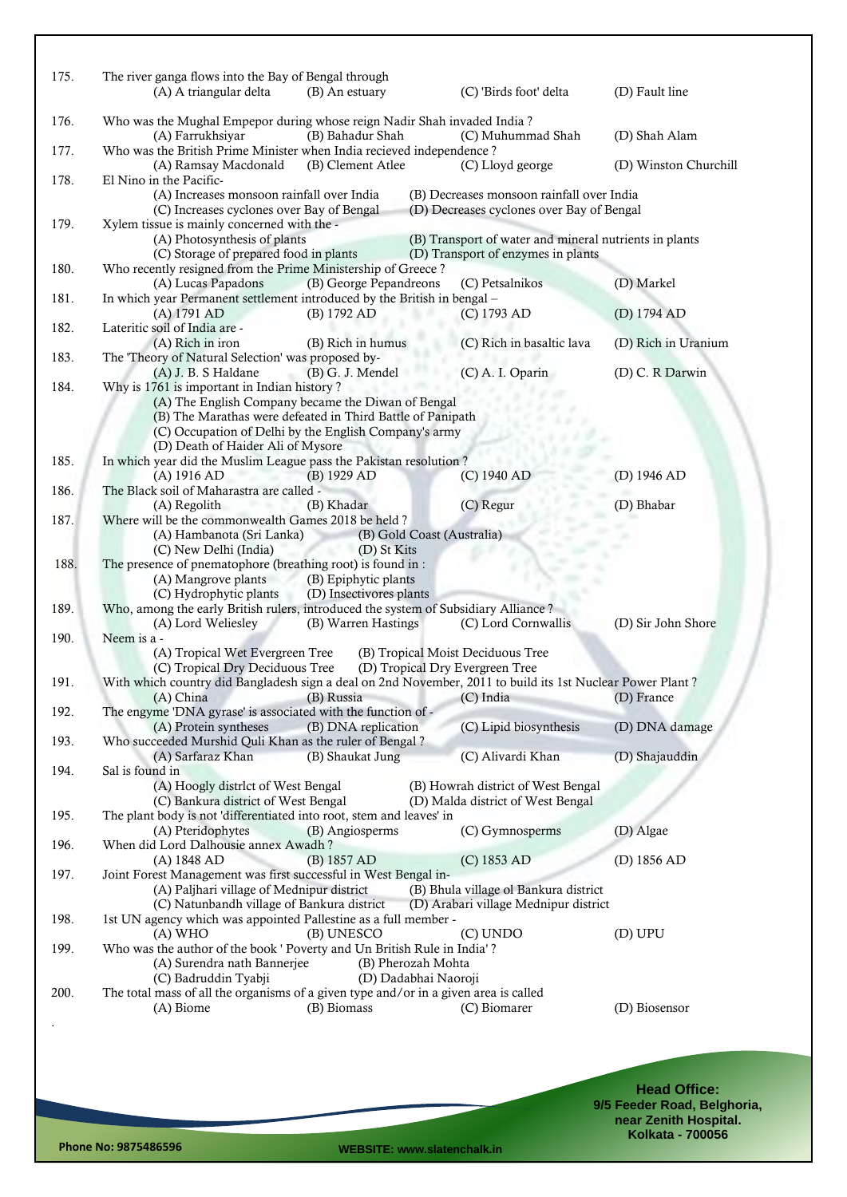175. The river ganga flows into the Bay of Bengal through
(A) A triangular delta (B) An estuary (C) 'Birds foot' delta (D) Fault line

176. Who was the Mughal Empepor during whose reign Nadir Shah invaded India ?
(A) Farrukhsiyar (B) Bahadur Shah (C) Muhummad Shah (D) Shah Alam

177. Who was the British Prime Minister when India recieved independence ?
(A) Ramsay Macdonald (B) Clement Atlee (C) Lloyd george (D) Winston Churchill

178. El Nino in the Pacific-
(A) Increases monsoon rainfall over India (B) Decreases monsoon rainfall over India
(C) Increases cyclones over Bay of Bengal (D) Decreases cyclones over Bay of Bengal

179. Xylem tissue is mainly concerned with the -
(A) Photosynthesis of plants (B) Transport of water and mineral nutrients in plants
(C) Storage of prepared food in plants (D) Transport of enzymes in plants

180. Who recently resigned from the Prime Ministership of Greece ?
(A) Lucas Papadons (B) George Pepandreons (C) Petsalnikos (D) Markel

181. In which year Permanent settlement introduced by the British in bengal –
(A) 1791 AD (B) 1792 AD (C) 1793 AD (D) 1794 AD

182. Lateritic soil of India are -
(A) Rich in iron (B) Rich in humus (C) Rich in basaltic lava (D) Rich in Uranium

183. The 'Theory of Natural Selection' was proposed by-
(A) J. B. S Haldane (B) G. J. Mendel (C) A. I. Oparin (D) C. R Darwin

184. Why is 1761 is important in Indian history ?
(A) The English Company became the Diwan of Bengal
(B) The Marathas were defeated in Third Battle of Panipath
(C) Occupation of Delhi by the English Company's army
(D) Death of Haider Ali of Mysore

185. In which year did the Muslim League pass the Pakistan resolution ?
(A) 1916 AD (B) 1929 AD (C) 1940 AD (D) 1946 AD

186. The Black soil of Maharastra are called -
(A) Regolith (B) Khadar (C) Regur (D) Bhabar

187. Where will be the commonwealth Games 2018 be held ?
(A) Hambanota (Sri Lanka) (B) Gold Coast (Australia)
(C) New Delhi (India) (D) St Kits

188. The presence of pnematophore (breathing root) is found in :
(A) Mangrove plants (B) Epiphytic plants
(C) Hydrophytic plants (D) Insectivores plants

189. Who, among the early British rulers, introduced the system of Subsidiary Alliance ?
(A) Lord Weliesley (B) Warren Hastings (C) Lord Cornwallis (D) Sir John Shore

190. Neem is a -
(A) Tropical Wet Evergreen Tree (B) Tropical Moist Deciduous Tree
(C) Tropical Dry Deciduous Tree (D) Tropical Dry Evergreen Tree

191. With which country did Bangladesh sign a deal on 2nd November, 2011 to build its 1st Nuclear Power Plant ?
(A) China (B) Russia (C) India (D) France

192. The engyme 'DNA gyrase' is associated with the function of -
(A) Protein syntheses (B) DNA replication (C) Lipid biosynthesis (D) DNA damage

193. Who succeeded Murshid Quli Khan as the ruler of Bengal ?
(A) Sarfaraz Khan (B) Shaukat Jung (C) Alivardi Khan (D) Shajauddin

194. Sal is found in
(A) Hoogly distrlct of West Bengal (B) Howrah district of West Bengal
(C) Bankura district of West Bengal (D) Malda district of West Bengal

195. The plant body is not 'differentiated into root, stem and leaves' in
(A) Pteridophytes (B) Angiosperms (C) Gymnosperms (D) Algae

196. When did Lord Dalhousie annex Awadh ?
(A) 1848 AD (B) 1857 AD (C) 1853 AD (D) 1856 AD

197. Joint Forest Management was first successful in West Bengal in-
(A) Paljhari village of Mednipur district (B) Bhula village ol Bankura district
(C) Natunbandh village of Bankura district (D) Arabari village Mednipur district

198. 1st UN agency which was appointed Pallestine as a full member -
(A) WHO (B) UNESCO (C) UNDO (D) UPU

199. Who was the author of the book ' Poverty and Un British Rule in India' ?
(A) Surendra nath Bannerjee (B) Pherozah Mohta
(C) Badruddin Tyabji (D) Dadabhai Naoroji

200. The total mass of all the organisms of a given type and/or in a given area is called
(A) Biome (B) Biomass (C) Biomarer (D) Biosensor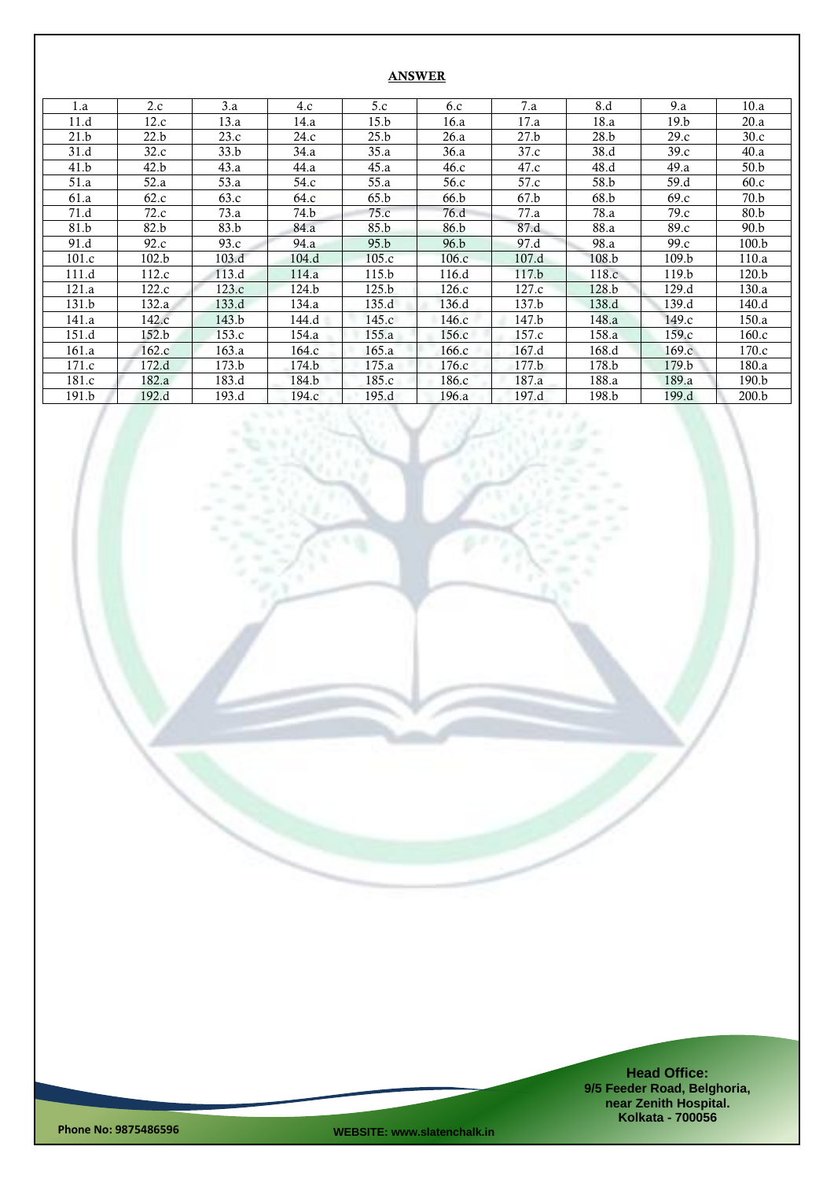## ANSWER

| | | | | | | | | | |
|---|---|---|---|---|---|---|---|---|---|
| 1.a | 2.c | 3.a | 4.c | 5.c | 6.c | 7.a | 8.d | 9.a | 10.a |
| 11.d | 12.c | 13.a | 14.a | 15.b | 16.a | 17.a | 18.a | 19.b | 20.a |
| 21.b | 22.b | 23.c | 24.c | 25.b | 26.a | 27.b | 28.b | 29.c | 30.c |
| 31.d | 32.c | 33.b | 34.a | 35.a | 36.a | 37.c | 38.d | 39.c | 40.a |
| 41.b | 42.b | 43.a | 44.a | 45.a | 46.c | 47.c | 48.d | 49.a | 50.b |
| 51.a | 52.a | 53.a | 54.c | 55.a | 56.c | 57.c | 58.b | 59.d | 60.c |
| 61.a | 62.c | 63.c | 64.c | 65.b | 66.b | 67.b | 68.b | 69.c | 70.b |
| 71.d | 72.c | 73.a | 74.b | 75.c | 76.d | 77.a | 78.a | 79.c | 80.b |
| 81.b | 82.b | 83.b | 84.a | 85.b | 86.b | 87.d | 88.a | 89.c | 90.b |
| 91.d | 92.c | 93.c | 94.a | 95.b | 96.b | 97.d | 98.a | 99.c | 100.b |
| 101.c | 102.b | 103.d | 104.d | 105.c | 106.c | 107.d | 108.b | 109.b | 110.a |
| 111.d | 112.c | 113.d | 114.a | 115.b | 116.d | 117.b | 118.c | 119.b | 120.b |
| 121.a | 122.c | 123.c | 124.b | 125.b | 126.c | 127.c | 128.b | 129.d | 130.a |
| 131.b | 132.a | 133.d | 134.a | 135.d | 136.d | 137.b | 138.d | 139.d | 140.d |
| 141.a | 142.c | 143.b | 144.d | 145.c | 146.c | 147.b | 148.a | 149.c | 150.a |
| 151.d | 152.b | 153.c | 154.a | 155.a | 156.c | 157.c | 158.a | 159.c | 160.c |
| 161.a | 162.c | 163.a | 164.c | 165.a | 166.c | 167.d | 168.d | 169.c | 170.c |
| 171.c | 172.d | 173.b | 174.b | 175.a | 176.c | 177.b | 178.b | 179.b | 180.a |
| 181.c | 182.a | 183.d | 184.b | 185.c | 186.c | 187.a | 188.a | 189.a | 190.b |
| 191.b | 192.d | 193.d | 194.c | 195.d | 196.a | 197.d | 198.b | 199.d | 200.b |

**Head Office:**
**9/5 Feeder Road, Belghoria, near Zenith Hospital. Kolkata - 700056**

**Phone No: 9875486596**

**WEBSITE: www.slatenchalk.in**